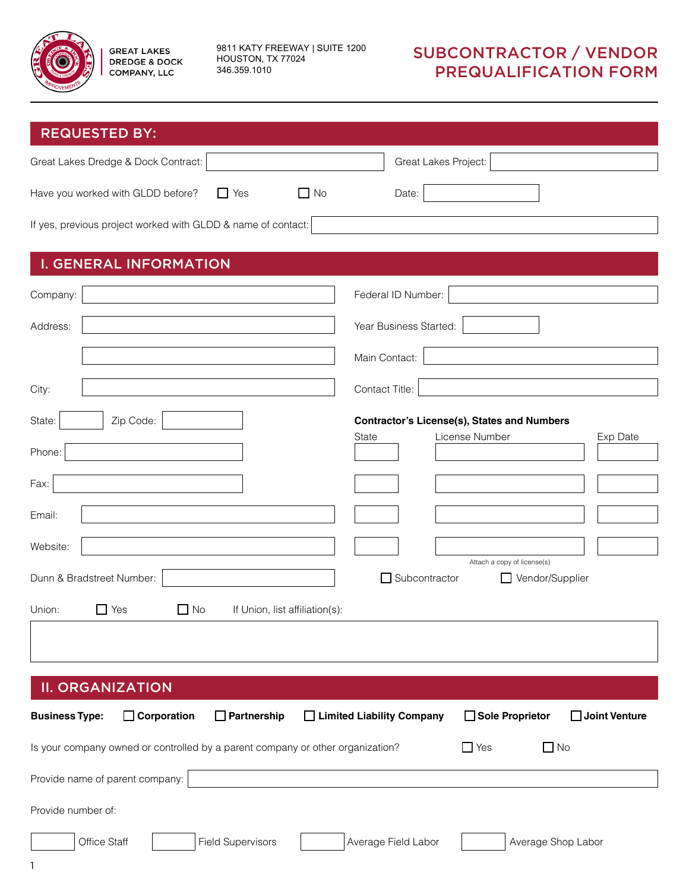GREAT LAKES DREDGE & DOCK COMPANY, LLC

9811 KATY FREEWAY | SUITE 1200
HOUSTON, TX 77024
346.359.1010

# SUBCONTRACTOR / VENDOR PREQUALIFICATION FORM

## REQUESTED BY:

Great Lakes Dredge & Dock Contract: ______________ Great Lakes Project: ______________

Have you worked with GLDD before? ☐ Yes ☐ No Date: ______________

If yes, previous project worked with GLDD & name of contact: ______________

## I. GENERAL INFORMATION

Company: ______________

Address: ______________

______________

City: ______________

State: ______ Zip Code: ______________

Phone: ______________

Fax: ______________

Email: ______________

Website: ______________

Dunn & Bradstreet Number: ______________

Federal ID Number: ______________

Year Business Started: ______________

Main Contact: ______________

Contact Title: ______________

**Contractor's License(s), States and Numbers**

| State | License Number | Exp Date |
|---|---|---|
| | | |
| | | |
| | | |
| | | |

Attach a copy of license(s)

☐ Subcontractor ☐ Vendor/Supplier

Union: ☐ Yes ☐ No If Union, list affiliation(s): ______________

## II. ORGANIZATION

**Business Type:** ☐ **Corporation** ☐ **Partnership** ☐ **Limited Liability Company** ☐ **Sole Proprietor** ☐ **Joint Venture**

Is your company owned or controlled by a parent company or other organization? ☐ Yes ☐ No

Provide name of parent company: ______________

Provide number of:

______ Office Staff ______ Field Supervisors ______ Average Field Labor ______ Average Shop Labor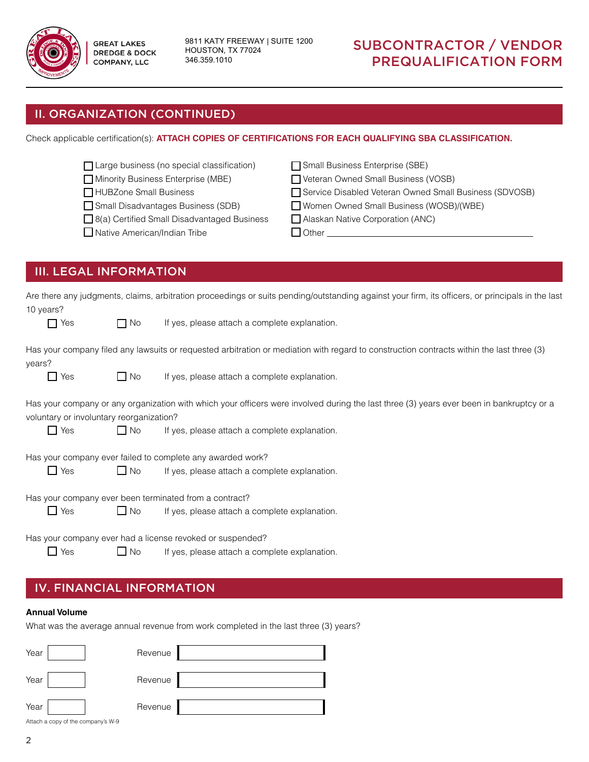## II. ORGANIZATION (CONTINUED)

Check applicable certification(s): **ATTACH COPIES OF CERTIFICATIONS FOR EACH QUALIFYING SBA CLASSIFICATION.**

- ☐ Large business (no special classification)
- ☐ Minority Business Enterprise (MBE)
- ☐ HUBZone Small Business
- ☐ Small Disadvantages Business (SDB)
- ☐ 8(a) Certified Small Disadvantaged Business
- ☐ Native American/Indian Tribe
- ☐ Small Business Enterprise (SBE)
- ☐ Veteran Owned Small Business (VOSB)
- ☐ Service Disabled Veteran Owned Small Business (SDVOSB)
- ☐ Women Owned Small Business (WOSB)/(WBE)
- ☐ Alaskan Native Corporation (ANC)
- ☐ Other ____________________

## III. LEGAL INFORMATION

Are there any judgments, claims, arbitration proceedings or suits pending/outstanding against your firm, its officers, or principals in the last 10 years?

☐ Yes ☐ No If yes, please attach a complete explanation.

Has your company filed any lawsuits or requested arbitration or mediation with regard to construction contracts within the last three (3) years?

☐ Yes ☐ No If yes, please attach a complete explanation.

Has your company or any organization with which your officers were involved during the last three (3) years ever been in bankruptcy or a voluntary or involuntary reorganization?

☐ Yes ☐ No If yes, please attach a complete explanation.

Has your company ever failed to complete any awarded work?

☐ Yes ☐ No If yes, please attach a complete explanation.

Has your company ever been terminated from a contract?

☐ Yes ☐ No If yes, please attach a complete explanation.

Has your company ever had a license revoked or suspended?

☐ Yes ☐ No If yes, please attach a complete explanation.

## IV. FINANCIAL INFORMATION

**Annual Volume**

What was the average annual revenue from work completed in the last three (3) years?

| Year | Revenue |
|---|---|
| | |
| | |
| | |

Attach a copy of the company's W-9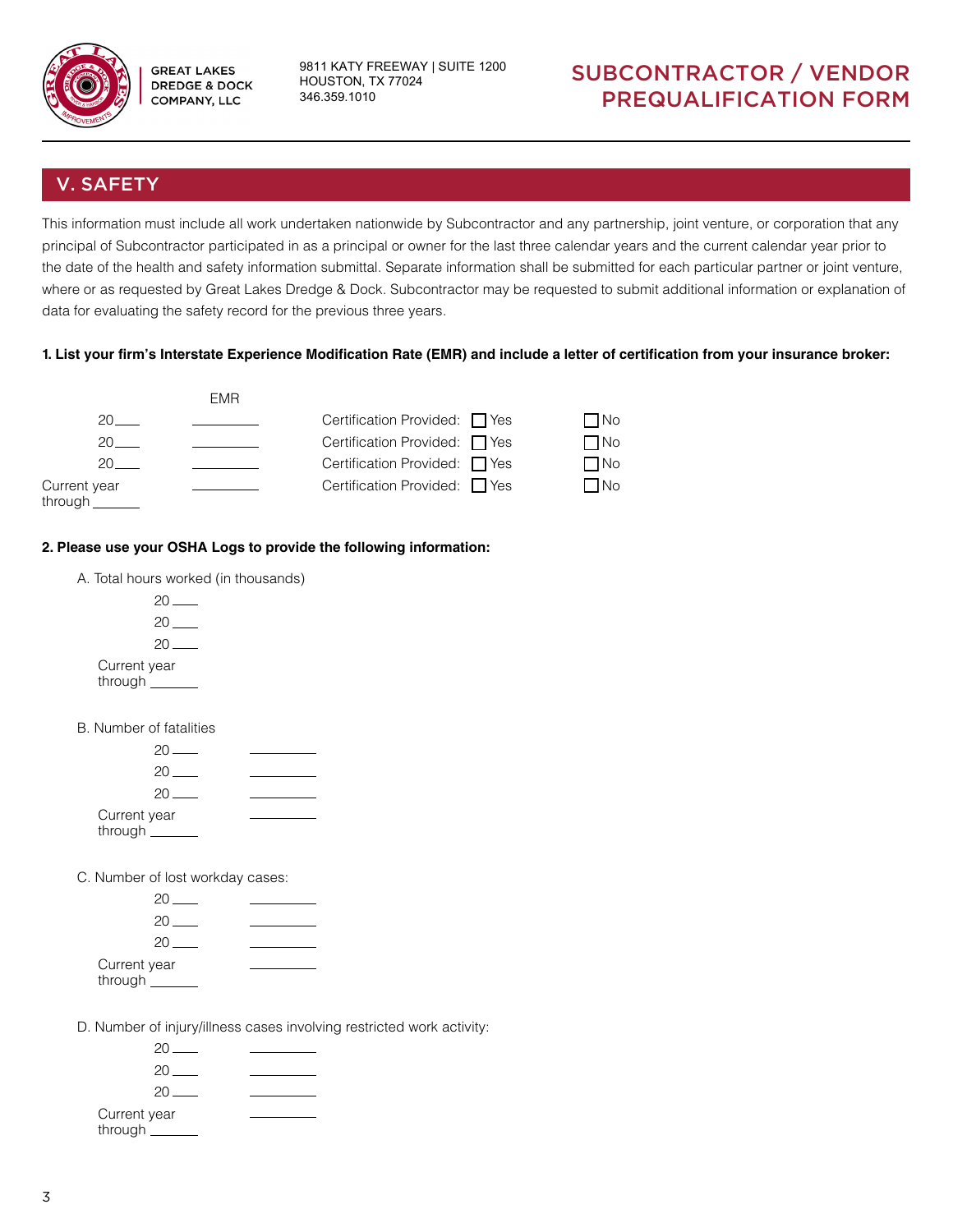GREAT LAKES DREDGE & DOCK COMPANY, LLC

9811 KATY FREEWAY | SUITE 1200
HOUSTON, TX 77024
346.359.1010

# SUBCONTRACTOR / VENDOR PREQUALIFICATION FORM

## V. SAFETY

This information must include all work undertaken nationwide by Subcontractor and any partnership, joint venture, or corporation that any principal of Subcontractor participated in as a principal or owner for the last three calendar years and the current calendar year prior to the date of the health and safety information submittal. Separate information shall be submitted for each particular partner or joint venture, where or as requested by Great Lakes Dredge & Dock. Subcontractor may be requested to submit additional information or explanation of data for evaluating the safety record for the previous three years.

**1. List your firm's Interstate Experience Modification Rate (EMR) and include a letter of certification from your insurance broker:**

| | EMR | | | |
|---|---|---|---|---|
| 20___ | ________ | Certification Provided: | ☐ Yes | ☐ No |
| 20___ | ________ | Certification Provided: | ☐ Yes | ☐ No |
| 20___ | ________ | Certification Provided: | ☐ Yes | ☐ No |
| Current year through ______ | ________ | Certification Provided: | ☐ Yes | ☐ No |

**2. Please use your OSHA Logs to provide the following information:**

A. Total hours worked (in thousands)

20 ___
20 ___
20 ___
Current year through ______

B. Number of fatalities

| | |
|---|---|
| 20 ___ | ________ |
| 20 ___ | ________ |
| 20 ___ | ________ |
| Current year through ______ | ________ |

C. Number of lost workday cases:

| | |
|---|---|
| 20 ___ | ________ |
| 20 ___ | ________ |
| 20 ___ | ________ |
| Current year through ______ | ________ |

D. Number of injury/illness cases involving restricted work activity:

| | |
|---|---|
| 20 ___ | ________ |
| 20 ___ | ________ |
| 20 ___ | ________ |
| Current year through ______ | ________ |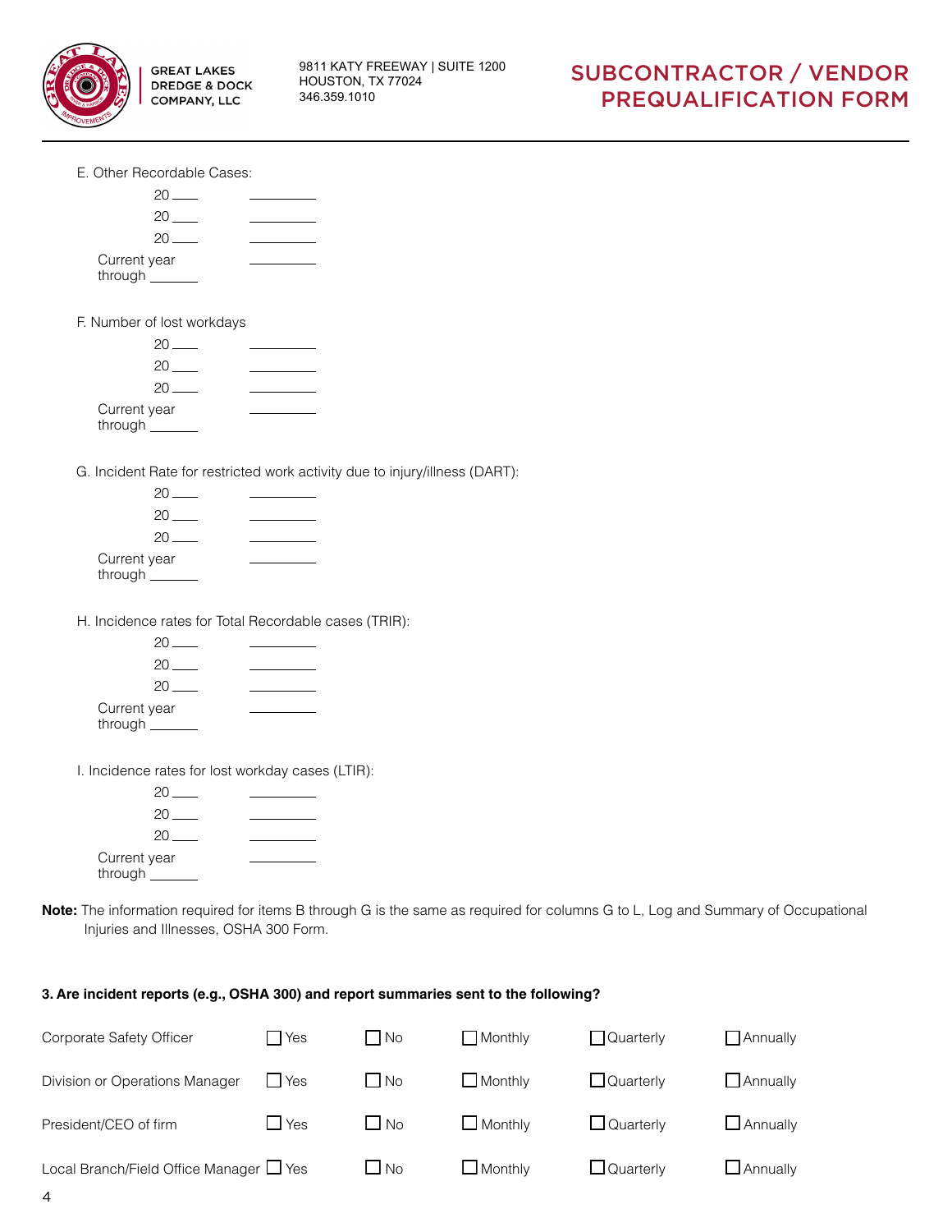E. Other Recordable Cases:

| | |
|---|---|
| 20 ___ | _________ |
| 20 ___ | _________ |
| 20 ___ | _________ |
| Current year through ______ | _________ |

F. Number of lost workdays

| | |
|---|---|
| 20 ___ | _________ |
| 20 ___ | _________ |
| 20 ___ | _________ |
| Current year through ______ | _________ |

G. Incident Rate for restricted work activity due to injury/illness (DART):

| | |
|---|---|
| 20 ___ | _________ |
| 20 ___ | _________ |
| 20 ___ | _________ |
| Current year through ______ | _________ |

H. Incidence rates for Total Recordable cases (TRIR):

| | |
|---|---|
| 20 ___ | _________ |
| 20 ___ | _________ |
| 20 ___ | _________ |
| Current year through ______ | _________ |

I. Incidence rates for lost workday cases (LTIR):

| | |
|---|---|
| 20 ___ | _________ |
| 20 ___ | _________ |
| 20 ___ | _________ |
| Current year through ______ | _________ |

**Note:** The information required for items B through G is the same as required for columns G to L, Log and Summary of Occupational Injuries and Illnesses, OSHA 300 Form.

**3. Are incident reports (e.g., OSHA 300) and report summaries sent to the following?**

| | | | | | |
|---|---|---|---|---|---|
| Corporate Safety Officer | ☐ Yes | ☐ No | ☐ Monthly | ☐ Quarterly | ☐ Annually |
| Division or Operations Manager | ☐ Yes | ☐ No | ☐ Monthly | ☐ Quarterly | ☐ Annually |
| President/CEO of firm | ☐ Yes | ☐ No | ☐ Monthly | ☐ Quarterly | ☐ Annually |
| Local Branch/Field Office Manager | ☐ Yes | ☐ No | ☐ Monthly | ☐ Quarterly | ☐ Annually |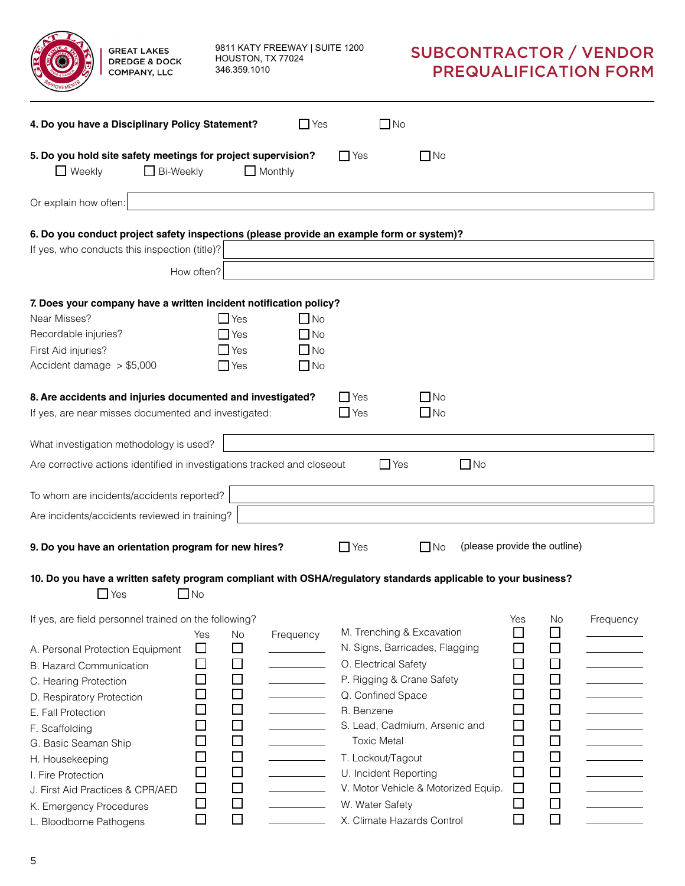GREAT LAKES DREDGE & DOCK COMPANY, LLC

9811 KATY FREEWAY | SUITE 1200
HOUSTON, TX 77024
346.359.1010

# SUBCONTRACTOR / VENDOR PREQUALIFICATION FORM

**4. Do you have a Disciplinary Policy Statement?** ☐ Yes ☐ No

**5. Do you hold site safety meetings for project supervision?** ☐ Yes ☐ No

☐ Weekly ☐ Bi-Weekly ☐ Monthly

Or explain how often: ____________________

**6. Do you conduct project safety inspections (please provide an example form or system)?**

If yes, who conducts this inspection (title)? ____________________

How often? ____________________

**7. Does your company have a written incident notification policy?**

| | | |
|---|---|---|
| Near Misses? | ☐ Yes | ☐ No |
| Recordable injuries? | ☐ Yes | ☐ No |
| First Aid injuries? | ☐ Yes | ☐ No |
| Accident damage > $5,000 | ☐ Yes | ☐ No |

**8. Are accidents and injuries documented and investigated?** ☐ Yes ☐ No

If yes, are near misses documented and investigated: ☐ Yes ☐ No

What investigation methodology is used? ____________________

Are corrective actions identified in investigations tracked and closeout ☐ Yes ☐ No

To whom are incidents/accidents reported? ____________________

Are incidents/accidents reviewed in training? ____________________

**9. Do you have an orientation program for new hires?** ☐ Yes ☐ No (please provide the outline)

**10. Do you have a written safety program compliant with OSHA/regulatory standards applicable to your business?**

☐ Yes ☐ No

If yes, are field personnel trained on the following?

| | Yes | No | Frequency |
|---|---|---|---|
| A. Personal Protection Equipment | ☐ | ☐ | ________ |
| B. Hazard Communication | ☐ | ☐ | ________ |
| C. Hearing Protection | ☐ | ☐ | ________ |
| D. Respiratory Protection | ☐ | ☐ | ________ |
| E. Fall Protection | ☐ | ☐ | ________ |
| F. Scaffolding | ☐ | ☐ | ________ |
| G. Basic Seaman Ship | ☐ | ☐ | ________ |
| H. Housekeeping | ☐ | ☐ | ________ |
| I. Fire Protection | ☐ | ☐ | ________ |
| J. First Aid Practices & CPR/AED | ☐ | ☐ | ________ |
| K. Emergency Procedures | ☐ | ☐ | ________ |
| L. Bloodborne Pathogens | ☐ | ☐ | ________ |
| M. Trenching & Excavation | ☐ | ☐ | ________ |
| N. Signs, Barricades, Flagging | ☐ | ☐ | ________ |
| O. Electrical Safety | ☐ | ☐ | ________ |
| P. Rigging & Crane Safety | ☐ | ☐ | ________ |
| Q. Confined Space | ☐ | ☐ | ________ |
| R. Benzene | ☐ | ☐ | ________ |
| S. Lead, Cadmium, Arsenic and Toxic Metal | ☐ | ☐ | ________ |
| T. Lockout/Tagout | ☐ | ☐ | ________ |
| U. Incident Reporting | ☐ | ☐ | ________ |
| V. Motor Vehicle & Motorized Equip. | ☐ | ☐ | ________ |
| W. Water Safety | ☐ | ☐ | ________ |
| X. Climate Hazards Control | ☐ | ☐ | ________ |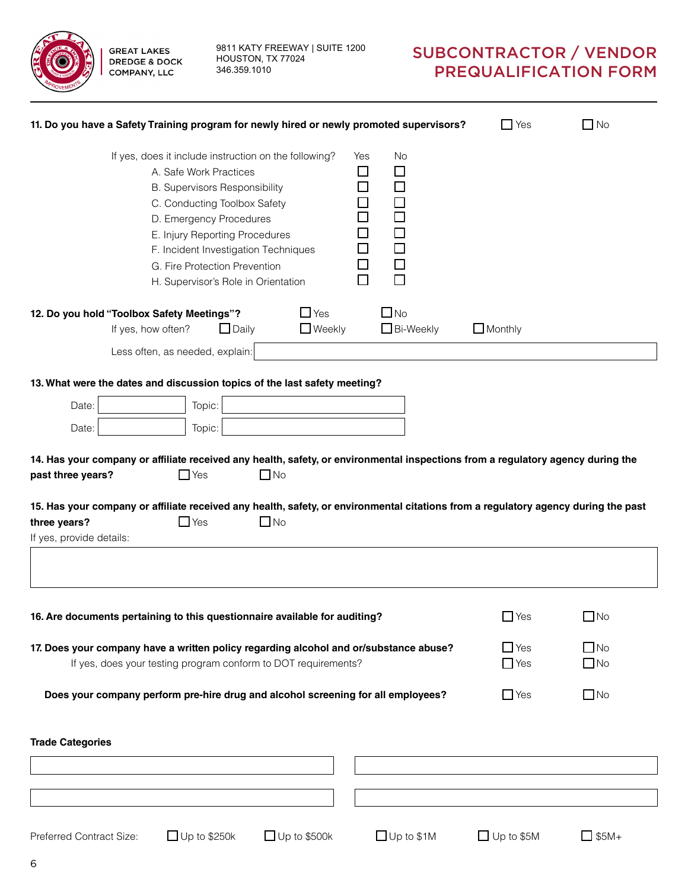**11. Do you have a Safety Training program for newly hired or newly promoted supervisors?** ☐ Yes ☐ No

If yes, does it include instruction on the following?

| | Yes | No |
|---|---|---|
| A. Safe Work Practices | ☐ | ☐ |
| B. Supervisors Responsibility | ☐ | ☐ |
| C. Conducting Toolbox Safety | ☐ | ☐ |
| D. Emergency Procedures | ☐ | ☐ |
| E. Injury Reporting Procedures | ☐ | ☐ |
| F. Incident Investigation Techniques | ☐ | ☐ |
| G. Fire Protection Prevention | ☐ | ☐ |
| H. Supervisor's Role in Orientation | ☐ | ☐ |

**12. Do you hold "Toolbox Safety Meetings"?** ☐ Yes ☐ No

If yes, how often? ☐ Daily ☐ Weekly ☐ Bi-Weekly ☐ Monthly

Less often, as needed, explain: ____________________

**13. What were the dates and discussion topics of the last safety meeting?**

Date: ____________ Topic: ____________________

Date: ____________ Topic: ____________________

**14. Has your company or affiliate received any health, safety, or environmental inspections from a regulatory agency during the past three years?** ☐ Yes ☐ No

**15. Has your company or affiliate received any health, safety, or environmental citations from a regulatory agency during the past three years?** ☐ Yes ☐ No

If yes, provide details:

____________________

**16. Are documents pertaining to this questionnaire available for auditing?** ☐ Yes ☐ No

**17. Does your company have a written policy regarding alcohol and or/substance abuse?** ☐ Yes ☐ No

If yes, does your testing program conform to DOT requirements? ☐ Yes ☐ No

**Does your company perform pre-hire drug and alcohol screening for all employees?** ☐ Yes ☐ No

**Trade Categories**

____________________ ____________________

____________________ ____________________

Preferred Contract Size: ☐ Up to $250k ☐ Up to $500k ☐ Up to $1M ☐ Up to $5M ☐ $5M+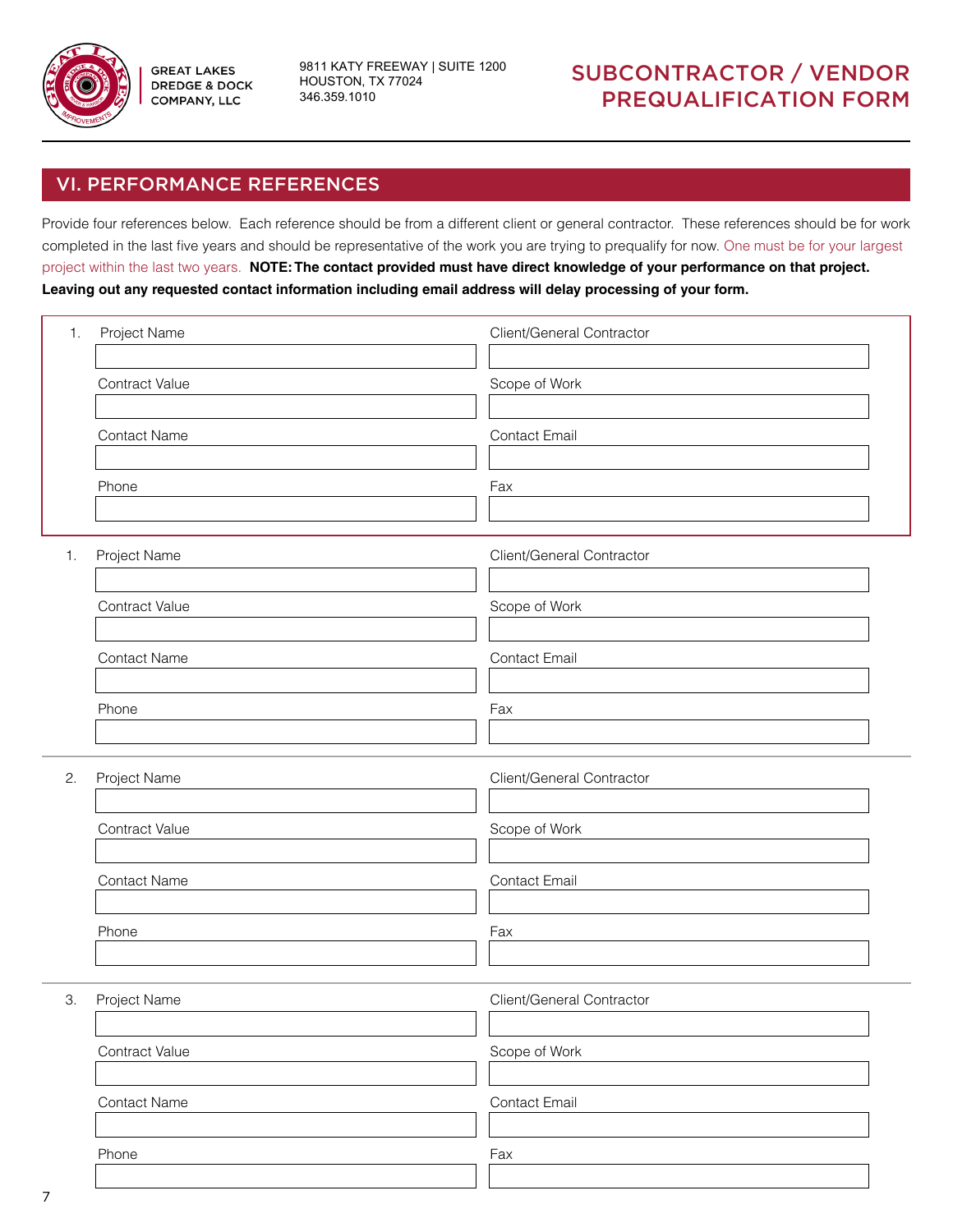GREAT LAKES DREDGE & DOCK COMPANY, LLC

9811 KATY FREEWAY | SUITE 1200
HOUSTON, TX 77024
346.359.1010

# SUBCONTRACTOR / VENDOR PREQUALIFICATION FORM

## VI. PERFORMANCE REFERENCES

Provide four references below. Each reference should be from a different client or general contractor. These references should be for work completed in the last five years and should be representative of the work you are trying to prequalify for now. One must be for your largest project within the last two years. **NOTE: The contact provided must have direct knowledge of your performance on that project. Leaving out any requested contact information including email address will delay processing of your form.**

1. Project Name: ____________________ Client/General Contractor: ____________________

   Contract Value: ____________________ Scope of Work: ____________________

   Contact Name: ____________________ Contact Email: ____________________

   Phone: ____________________ Fax: ____________________

1. Project Name: ____________________ Client/General Contractor: ____________________

   Contract Value: ____________________ Scope of Work: ____________________

   Contact Name: ____________________ Contact Email: ____________________

   Phone: ____________________ Fax: ____________________

2. Project Name: ____________________ Client/General Contractor: ____________________

   Contract Value: ____________________ Scope of Work: ____________________

   Contact Name: ____________________ Contact Email: ____________________

   Phone: ____________________ Fax: ____________________

3. Project Name: ____________________ Client/General Contractor: ____________________

   Contract Value: ____________________ Scope of Work: ____________________

   Contact Name: ____________________ Contact Email: ____________________

   Phone: ____________________ Fax: ____________________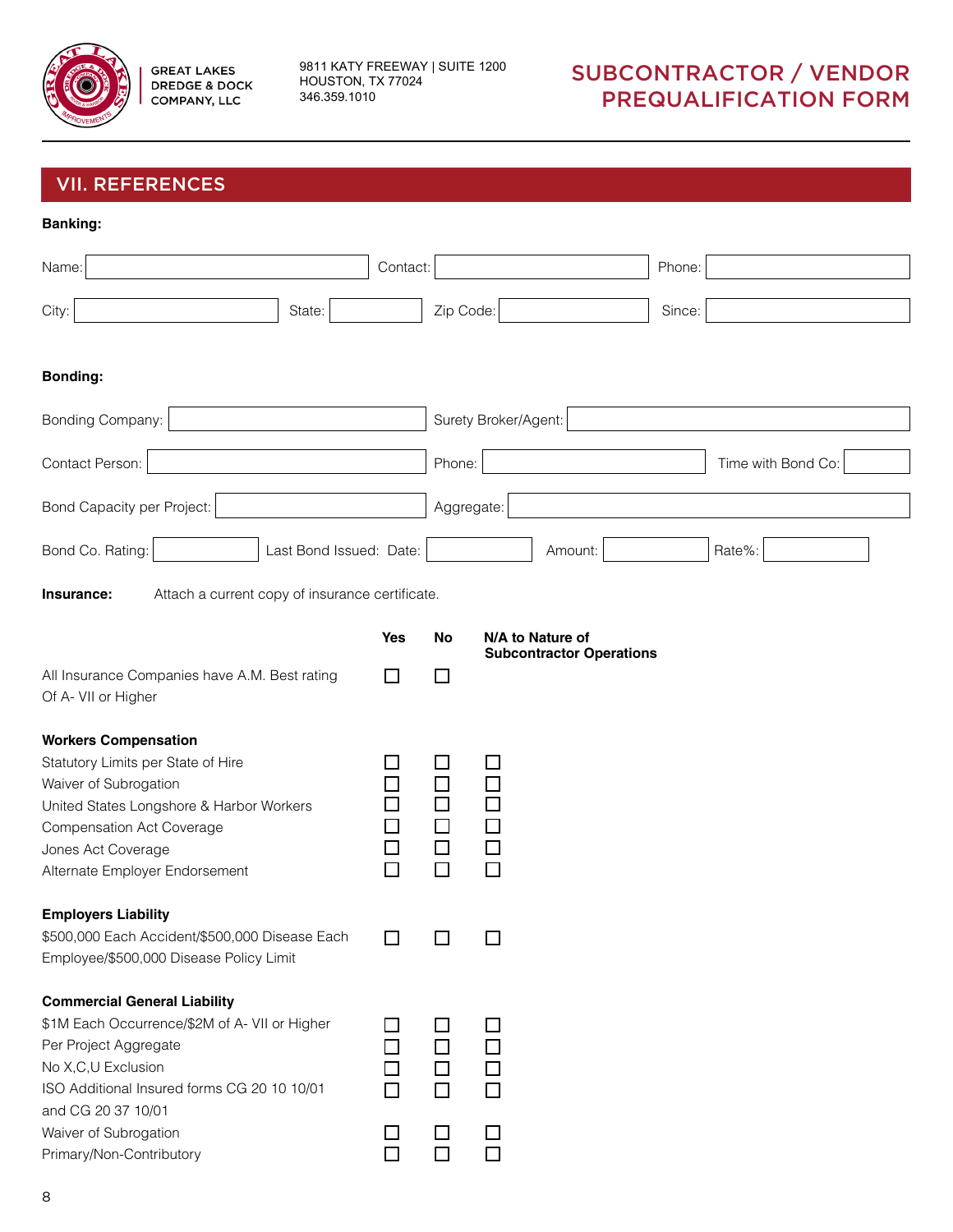GREAT LAKES DREDGE & DOCK COMPANY, LLC

9811 KATY FREEWAY | SUITE 1200
HOUSTON, TX 77024
346.359.1010

# SUBCONTRACTOR / VENDOR PREQUALIFICATION FORM

## VII. REFERENCES

**Banking:**

Name: ____________ Contact: ____________ Phone: ____________

City: ____________ State: ____________ Zip Code: ____________ Since: ____________

**Bonding:**

Bonding Company: ____________ Surety Broker/Agent: ____________

Contact Person: ____________ Phone: ____________ Time with Bond Co: ____________

Bond Capacity per Project: ____________ Aggregate: ____________

Bond Co. Rating: ____________ Last Bond Issued: Date: ____________ Amount: ____________ Rate%: ____________

**Insurance:** Attach a current copy of insurance certificate.

| | Yes | No | N/A to Nature of Subcontractor Operations |
|---|---|---|---|
| All Insurance Companies have A.M. Best rating Of A- VII or Higher | ☐ | ☐ | |
| **Workers Compensation** | | | |
| Statutory Limits per State of Hire | ☐ | ☐ | ☐ |
| Waiver of Subrogation | ☐ | ☐ | ☐ |
| United States Longshore & Harbor Workers | ☐ | ☐ | ☐ |
| Compensation Act Coverage | ☐ | ☐ | ☐ |
| Jones Act Coverage | ☐ | ☐ | ☐ |
| Alternate Employer Endorsement | ☐ | ☐ | ☐ |
| **Employers Liability** | | | |
| $500,000 Each Accident/$500,000 Disease Each Employee/$500,000 Disease Policy Limit | ☐ | ☐ | ☐ |
| **Commercial General Liability** | | | |
| $1M Each Occurrence/$2M of A- VII or Higher | ☐ | ☐ | ☐ |
| Per Project Aggregate | ☐ | ☐ | ☐ |
| No X,C,U Exclusion | ☐ | ☐ | ☐ |
| ISO Additional Insured forms CG 20 10 10/01 and CG 20 37 10/01 | ☐ | ☐ | ☐ |
| Waiver of Subrogation | ☐ | ☐ | ☐ |
| Primary/Non-Contributory | ☐ | ☐ | ☐ |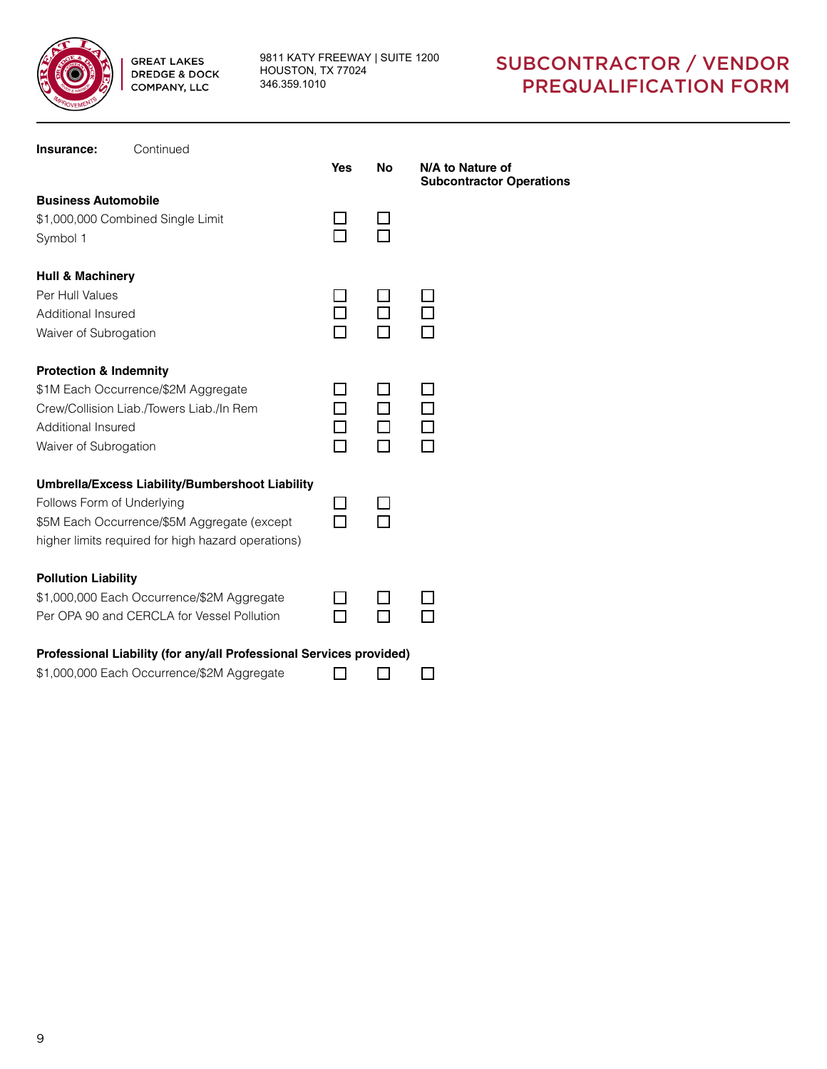**GREAT LAKES DREDGE & DOCK COMPANY, LLC**

9811 KATY FREEWAY | SUITE 1200
HOUSTON, TX 77024
346.359.1010

# SUBCONTRACTOR / VENDOR PREQUALIFICATION FORM

**Insurance:** Continued

| | Yes | No | N/A to Nature of Subcontractor Operations |
|---|---|---|---|
| **Business Automobile** | | | |
| $1,000,000 Combined Single Limit | ☐ | ☐ | |
| Symbol 1 | ☐ | ☐ | |
| **Hull & Machinery** | | | |
| Per Hull Values | ☐ | ☐ | ☐ |
| Additional Insured | ☐ | ☐ | ☐ |
| Waiver of Subrogation | ☐ | ☐ | ☐ |
| **Protection & Indemnity** | | | |
| $1M Each Occurrence/$2M Aggregate | ☐ | ☐ | ☐ |
| Crew/Collision Liab./Towers Liab./In Rem | ☐ | ☐ | ☐ |
| Additional Insured | ☐ | ☐ | ☐ |
| Waiver of Subrogation | ☐ | ☐ | ☐ |
| **Umbrella/Excess Liability/Bumbershoot Liability** | | | |
| Follows Form of Underlying | ☐ | ☐ | |
| $5M Each Occurrence/$5M Aggregate (except higher limits required for high hazard operations) | ☐ | ☐ | |
| **Pollution Liability** | | | |
| $1,000,000 Each Occurrence/$2M Aggregate | ☐ | ☐ | ☐ |
| Per OPA 90 and CERCLA for Vessel Pollution | ☐ | ☐ | ☐ |
| **Professional Liability (for any/all Professional Services provided)** | | | |
| $1,000,000 Each Occurrence/$2M Aggregate | ☐ | ☐ | ☐ |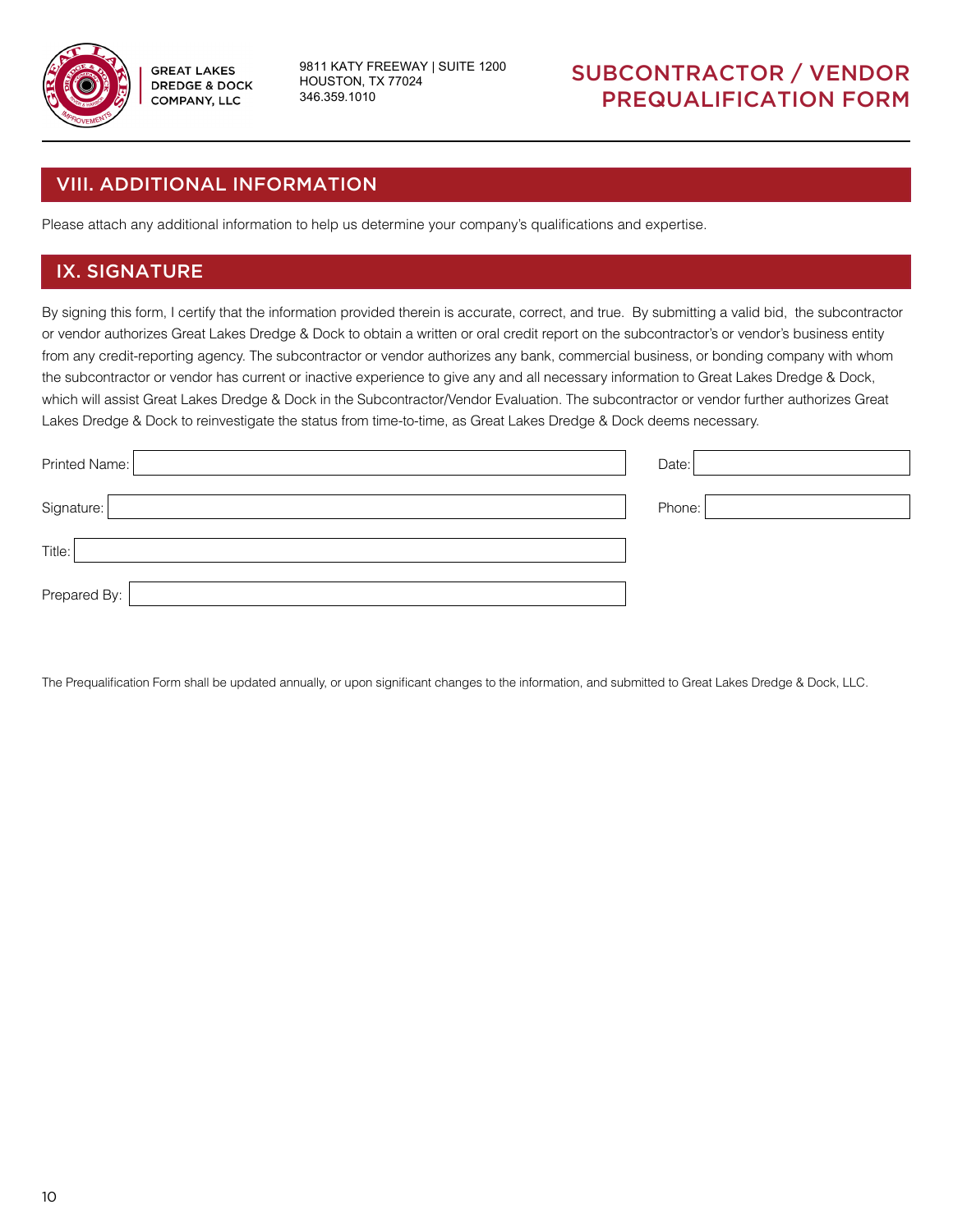## VIII. ADDITIONAL INFORMATION

Please attach any additional information to help us determine your company's qualifications and expertise.

## IX. SIGNATURE

By signing this form, I certify that the information provided therein is accurate, correct, and true. By submitting a valid bid, the subcontractor or vendor authorizes Great Lakes Dredge & Dock to obtain a written or oral credit report on the subcontractor's or vendor's business entity from any credit-reporting agency. The subcontractor or vendor authorizes any bank, commercial business, or bonding company with whom the subcontractor or vendor has current or inactive experience to give any and all necessary information to Great Lakes Dredge & Dock, which will assist Great Lakes Dredge & Dock in the Subcontractor/Vendor Evaluation. The subcontractor or vendor further authorizes Great Lakes Dredge & Dock to reinvestigate the status from time-to-time, as Great Lakes Dredge & Dock deems necessary.

Printed Name: ______________________ Date: ______________________

Signature: ______________________ Phone: ______________________

Title: ______________________

Prepared By: ______________________

The Prequalification Form shall be updated annually, or upon significant changes to the information, and submitted to Great Lakes Dredge & Dock, LLC.